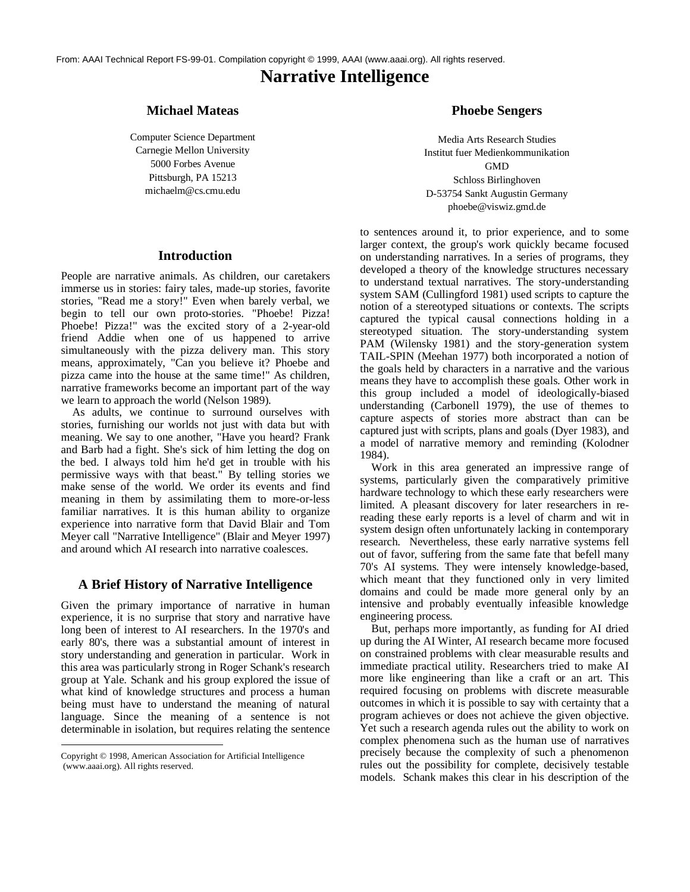From: AAAI Technical Report FS-99-01. Compilation copyright © 1999, AAAI (www.aaai.org). All rights reserved.

# Narrative Intelligence

**Michael Mateas**

Computer Science Department
Carnegie Mellon University
5000 Forbes Avenue
Pittsburgh, PA 15213
michaelm@cs.cmu.edu

**Phoebe Sengers**

Media Arts Research Studies
Institut fuer Medienkommunikation
GMD
Schloss Birlinghoven
D-53754 Sankt Augustin Germany
phoebe@viswiz.gmd.de

## Introduction

People are narrative animals. As children, our caretakers immerse us in stories: fairy tales, made-up stories, favorite stories, "Read me a story!" Even when barely verbal, we begin to tell our own proto-stories. "Phoebe! Pizza! Phoebe! Pizza!" was the excited story of a 2-year-old friend Addie when one of us happened to arrive simultaneously with the pizza delivery man. This story means, approximately, "Can you believe it? Phoebe and pizza came into the house at the same time!" As children, narrative frameworks become an important part of the way we learn to approach the world (Nelson 1989).

As adults, we continue to surround ourselves with stories, furnishing our worlds not just with data but with meaning. We say to one another, "Have you heard? Frank and Barb had a fight. She's sick of him letting the dog on the bed. I always told him he'd get in trouble with his permissive ways with that beast." By telling stories we make sense of the world. We order its events and find meaning in them by assimilating them to more-or-less familiar narratives. It is this human ability to organize experience into narrative form that David Blair and Tom Meyer call "Narrative Intelligence" (Blair and Meyer 1997) and around which AI research into narrative coalesces.

## A Brief History of Narrative Intelligence

Given the primary importance of narrative in human experience, it is no surprise that story and narrative have long been of interest to AI researchers. In the 1970's and early 80's, there was a substantial amount of interest in story understanding and generation in particular. Work in this area was particularly strong in Roger Schank's research group at Yale. Schank and his group explored the issue of what kind of knowledge structures and process a human being must have to understand the meaning of natural language. Since the meaning of a sentence is not determinable in isolation, but requires relating the sentence to sentences around it, to prior experience, and to some larger context, the group's work quickly became focused on understanding narratives. In a series of programs, they developed a theory of the knowledge structures necessary to understand textual narratives. The story-understanding system SAM (Cullingford 1981) used scripts to capture the notion of a stereotyped situations or contexts. The scripts captured the typical causal connections holding in a stereotyped situation. The story-understanding system PAM (Wilensky 1981) and the story-generation system TAIL-SPIN (Meehan 1977) both incorporated a notion of the goals held by characters in a narrative and the various means they have to accomplish these goals. Other work in this group included a model of ideologically-biased understanding (Carbonell 1979), the use of themes to capture aspects of stories more abstract than can be captured just with scripts, plans and goals (Dyer 1983), and a model of narrative memory and reminding (Kolodner 1984).

Work in this area generated an impressive range of systems, particularly given the comparatively primitive hardware technology to which these early researchers were limited. A pleasant discovery for later researchers in re-reading these early reports is a level of charm and wit in system design often unfortunately lacking in contemporary research. Nevertheless, these early narrative systems fell out of favor, suffering from the same fate that befell many 70's AI systems. They were intensely knowledge-based, which meant that they functioned only in very limited domains and could be made more general only by an intensive and probably eventually infeasible knowledge engineering process.

But, perhaps more importantly, as funding for AI dried up during the AI Winter, AI research became more focused on constrained problems with clear measurable results and immediate practical utility. Researchers tried to make AI more like engineering than like a craft or an art. This required focusing on problems with discrete measurable outcomes in which it is possible to say with certainty that a program achieves or does not achieve the given objective. Yet such a research agenda rules out the ability to work on complex phenomena such as the human use of narratives precisely because the complexity of such a phenomenon rules out the possibility for complete, decisively testable models. Schank makes this clear in his description of the

Copyright © 1998, American Association for Artificial Intelligence (www.aaai.org). All rights reserved.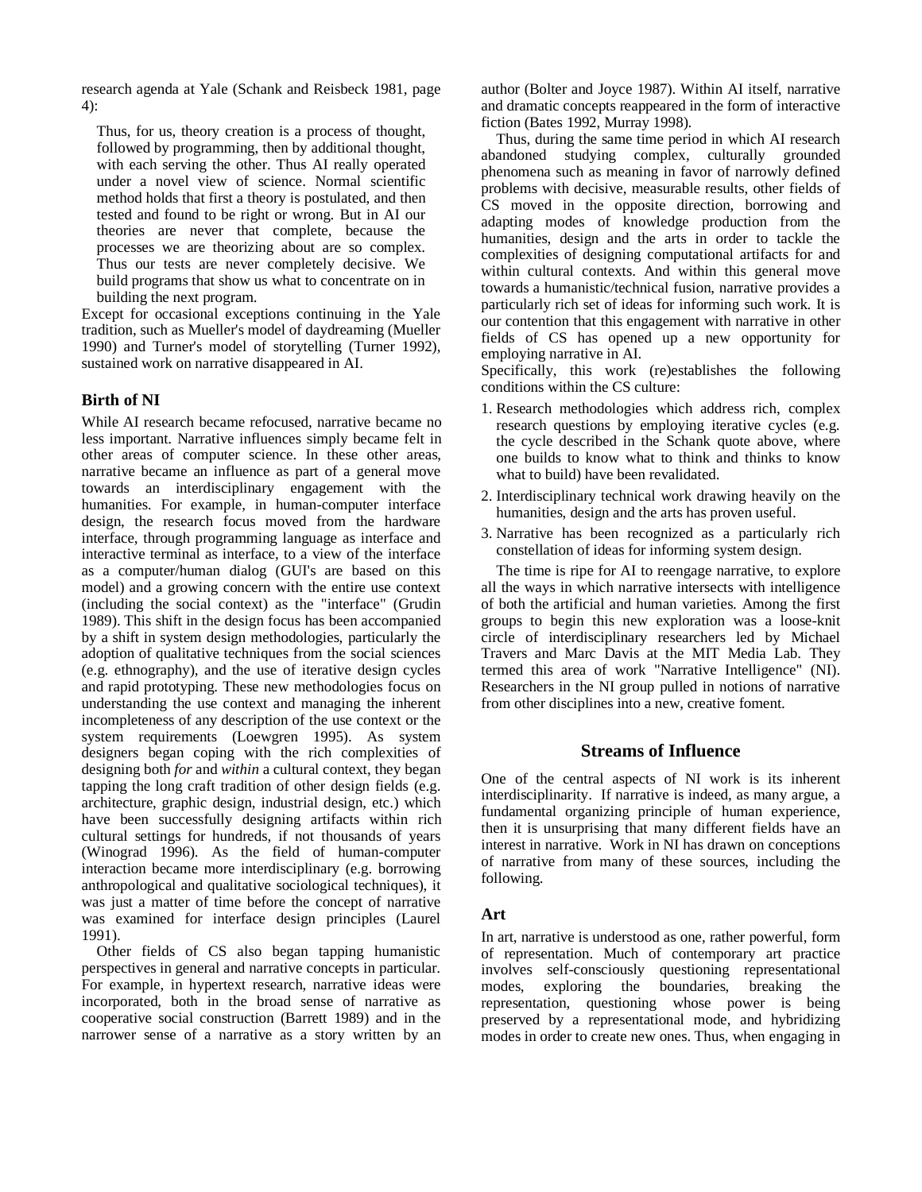research agenda at Yale (Schank and Reisbeck 1981, page 4):

> Thus, for us, theory creation is a process of thought, followed by programming, then by additional thought, with each serving the other. Thus AI really operated under a novel view of science. Normal scientific method holds that first a theory is postulated, and then tested and found to be right or wrong. But in AI our theories are never that complete, because the processes we are theorizing about are so complex. Thus our tests are never completely decisive. We build programs that show us what to concentrate on in building the next program.

Except for occasional exceptions continuing in the Yale tradition, such as Mueller's model of daydreaming (Mueller 1990) and Turner's model of storytelling (Turner 1992), sustained work on narrative disappeared in AI.

### Birth of NI

While AI research became refocused, narrative became no less important. Narrative influences simply became felt in other areas of computer science. In these other areas, narrative became an influence as part of a general move towards an interdisciplinary engagement with the humanities. For example, in human-computer interface design, the research focus moved from the hardware interface, through programming language as interface and interactive terminal as interface, to a view of the interface as a computer/human dialog (GUI's are based on this model) and a growing concern with the entire use context (including the social context) as the "interface" (Grudin 1989). This shift in the design focus has been accompanied by a shift in system design methodologies, particularly the adoption of qualitative techniques from the social sciences (e.g. ethnography), and the use of iterative design cycles and rapid prototyping. These new methodologies focus on understanding the use context and managing the inherent incompleteness of any description of the use context or the system requirements (Loewgren 1995). As system designers began coping with the rich complexities of designing both *for* and *within* a cultural context, they began tapping the long craft tradition of other design fields (e.g. architecture, graphic design, industrial design, etc.) which have been successfully designing artifacts within rich cultural settings for hundreds, if not thousands of years (Winograd 1996). As the field of human-computer interaction became more interdisciplinary (e.g. borrowing anthropological and qualitative sociological techniques), it was just a matter of time before the concept of narrative was examined for interface design principles (Laurel 1991).

Other fields of CS also began tapping humanistic perspectives in general and narrative concepts in particular. For example, in hypertext research, narrative ideas were incorporated, both in the broad sense of narrative as cooperative social construction (Barrett 1989) and in the narrower sense of a narrative as a story written by an author (Bolter and Joyce 1987). Within AI itself, narrative and dramatic concepts reappeared in the form of interactive fiction (Bates 1992, Murray 1998).

Thus, during the same time period in which AI research abandoned studying complex, culturally grounded phenomena such as meaning in favor of narrowly defined problems with decisive, measurable results, other fields of CS moved in the opposite direction, borrowing and adapting modes of knowledge production from the humanities, design and the arts in order to tackle the complexities of designing computational artifacts for and within cultural contexts. And within this general move towards a humanistic/technical fusion, narrative provides a particularly rich set of ideas for informing such work. It is our contention that this engagement with narrative in other fields of CS has opened up a new opportunity for employing narrative in AI.

Specifically, this work (re)establishes the following conditions within the CS culture:

1. Research methodologies which address rich, complex research questions by employing iterative cycles (e.g. the cycle described in the Schank quote above, where one builds to know what to think and thinks to know what to build) have been revalidated.
2. Interdisciplinary technical work drawing heavily on the humanities, design and the arts has proven useful.
3. Narrative has been recognized as a particularly rich constellation of ideas for informing system design.

The time is ripe for AI to reengage narrative, to explore all the ways in which narrative intersects with intelligence of both the artificial and human varieties. Among the first groups to begin this new exploration was a loose-knit circle of interdisciplinary researchers led by Michael Travers and Marc Davis at the MIT Media Lab. They termed this area of work "Narrative Intelligence" (NI). Researchers in the NI group pulled in notions of narrative from other disciplines into a new, creative foment.

## Streams of Influence

One of the central aspects of NI work is its inherent interdisciplinarity. If narrative is indeed, as many argue, a fundamental organizing principle of human experience, then it is unsurprising that many different fields have an interest in narrative. Work in NI has drawn on conceptions of narrative from many of these sources, including the following.

### Art

In art, narrative is understood as one, rather powerful, form of representation. Much of contemporary art practice involves self-consciously questioning representational modes, exploring the boundaries, breaking the representation, questioning whose power is being preserved by a representational mode, and hybridizing modes in order to create new ones. Thus, when engaging in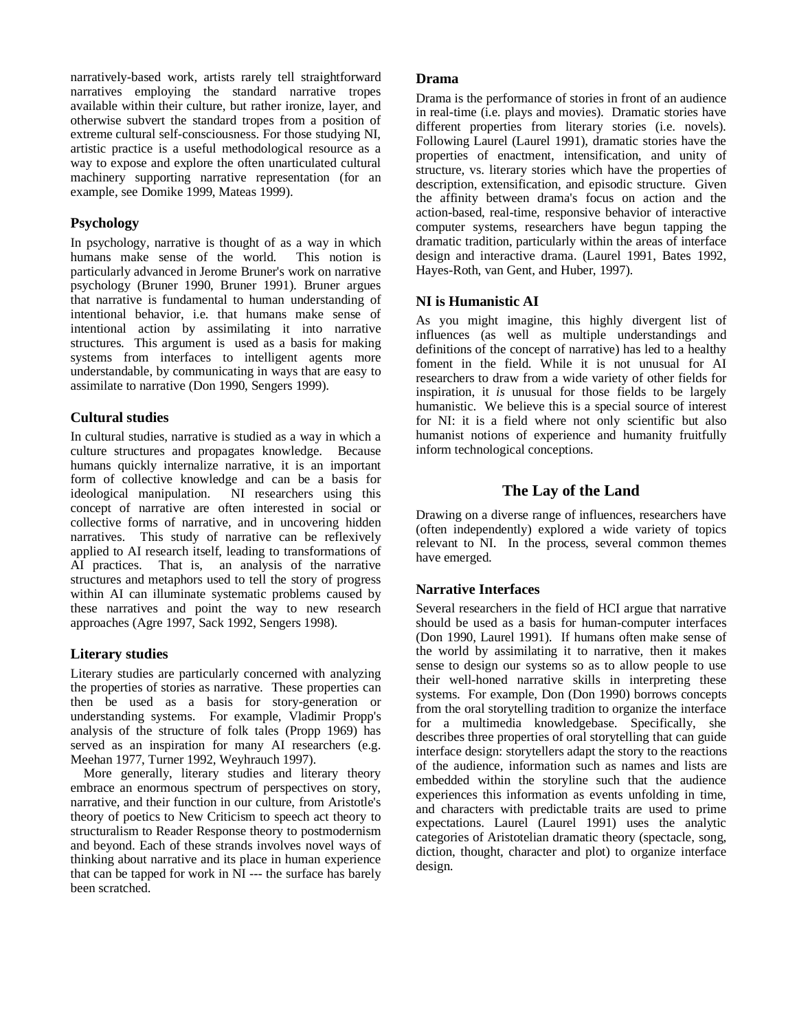narratively-based work, artists rarely tell straightforward narratives employing the standard narrative tropes available within their culture, but rather ironize, layer, and otherwise subvert the standard tropes from a position of extreme cultural self-consciousness. For those studying NI, artistic practice is a useful methodological resource as a way to expose and explore the often unarticulated cultural machinery supporting narrative representation (for an example, see Domike 1999, Mateas 1999).

### Psychology

In psychology, narrative is thought of as a way in which humans make sense of the world. This notion is particularly advanced in Jerome Bruner's work on narrative psychology (Bruner 1990, Bruner 1991). Bruner argues that narrative is fundamental to human understanding of intentional behavior, i.e. that humans make sense of intentional action by assimilating it into narrative structures. This argument is used as a basis for making systems from interfaces to intelligent agents more understandable, by communicating in ways that are easy to assimilate to narrative (Don 1990, Sengers 1999).

### Cultural studies

In cultural studies, narrative is studied as a way in which a culture structures and propagates knowledge. Because humans quickly internalize narrative, it is an important form of collective knowledge and can be a basis for ideological manipulation. NI researchers using this concept of narrative are often interested in social or collective forms of narrative, and in uncovering hidden narratives. This study of narrative can be reflexively applied to AI research itself, leading to transformations of AI practices. That is, an analysis of the narrative structures and metaphors used to tell the story of progress within AI can illuminate systematic problems caused by these narratives and point the way to new research approaches (Agre 1997, Sack 1992, Sengers 1998).

### Literary studies

Literary studies are particularly concerned with analyzing the properties of stories as narrative. These properties can then be used as a basis for story-generation or understanding systems. For example, Vladimir Propp's analysis of the structure of folk tales (Propp 1969) has served as an inspiration for many AI researchers (e.g. Meehan 1977, Turner 1992, Weyhrauch 1997).

More generally, literary studies and literary theory embrace an enormous spectrum of perspectives on story, narrative, and their function in our culture, from Aristotle's theory of poetics to New Criticism to speech act theory to structuralism to Reader Response theory to postmodernism and beyond. Each of these strands involves novel ways of thinking about narrative and its place in human experience that can be tapped for work in NI --- the surface has barely been scratched.

### Drama

Drama is the performance of stories in front of an audience in real-time (i.e. plays and movies). Dramatic stories have different properties from literary stories (i.e. novels). Following Laurel (Laurel 1991), dramatic stories have the properties of enactment, intensification, and unity of structure, vs. literary stories which have the properties of description, extensification, and episodic structure. Given the affinity between drama's focus on action and the action-based, real-time, responsive behavior of interactive computer systems, researchers have begun tapping the dramatic tradition, particularly within the areas of interface design and interactive drama. (Laurel 1991, Bates 1992, Hayes-Roth, van Gent, and Huber, 1997).

### NI is Humanistic AI

As you might imagine, this highly divergent list of influences (as well as multiple understandings and definitions of the concept of narrative) has led to a healthy foment in the field. While it is not unusual for AI researchers to draw from a wide variety of other fields for inspiration, it *is* unusual for those fields to be largely humanistic. We believe this is a special source of interest for NI: it is a field where not only scientific but also humanist notions of experience and humanity fruitfully inform technological conceptions.

## The Lay of the Land

Drawing on a diverse range of influences, researchers have (often independently) explored a wide variety of topics relevant to NI. In the process, several common themes have emerged.

### Narrative Interfaces

Several researchers in the field of HCI argue that narrative should be used as a basis for human-computer interfaces (Don 1990, Laurel 1991). If humans often make sense of the world by assimilating it to narrative, then it makes sense to design our systems so as to allow people to use their well-honed narrative skills in interpreting these systems. For example, Don (Don 1990) borrows concepts from the oral storytelling tradition to organize the interface for a multimedia knowledgebase. Specifically, she describes three properties of oral storytelling that can guide interface design: storytellers adapt the story to the reactions of the audience, information such as names and lists are embedded within the storyline such that the audience experiences this information as events unfolding in time, and characters with predictable traits are used to prime expectations. Laurel (Laurel 1991) uses the analytic categories of Aristotelian dramatic theory (spectacle, song, diction, thought, character and plot) to organize interface design.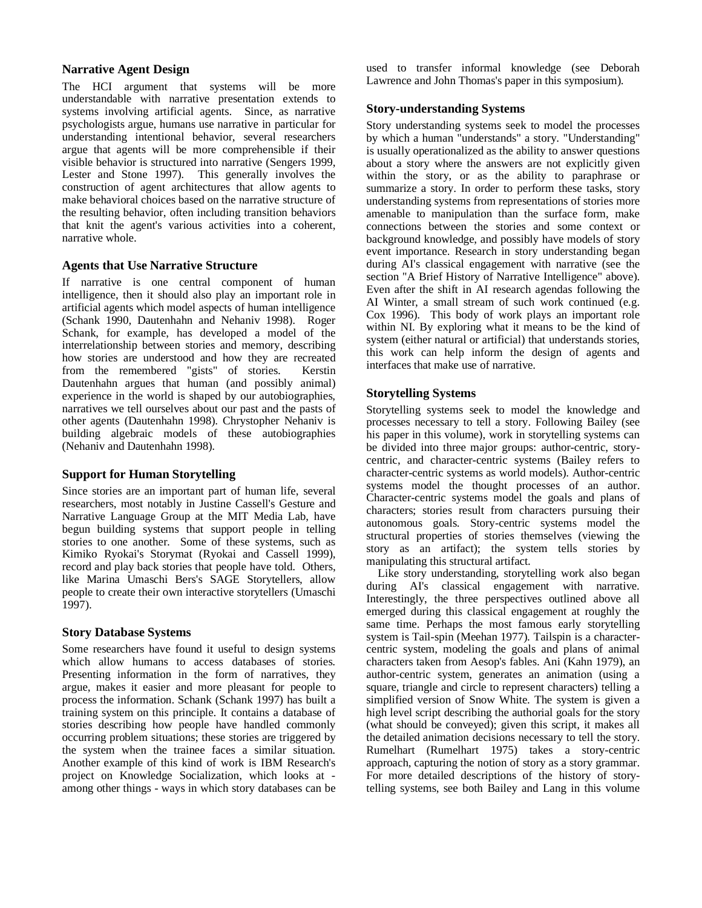### Narrative Agent Design

The HCI argument that systems will be more understandable with narrative presentation extends to systems involving artificial agents. Since, as narrative psychologists argue, humans use narrative in particular for understanding intentional behavior, several researchers argue that agents will be more comprehensible if their visible behavior is structured into narrative (Sengers 1999, Lester and Stone 1997). This generally involves the construction of agent architectures that allow agents to make behavioral choices based on the narrative structure of the resulting behavior, often including transition behaviors that knit the agent's various activities into a coherent, narrative whole.

### Agents that Use Narrative Structure

If narrative is one central component of human intelligence, then it should also play an important role in artificial agents which model aspects of human intelligence (Schank 1990, Dautenhahn and Nehaniv 1998). Roger Schank, for example, has developed a model of the interrelationship between stories and memory, describing how stories are understood and how they are recreated from the remembered "gists" of stories. Kerstin Dautenhahn argues that human (and possibly animal) experience in the world is shaped by our autobiographies, narratives we tell ourselves about our past and the pasts of other agents (Dautenhahn 1998). Chrystopher Nehaniv is building algebraic models of these autobiographies (Nehaniv and Dautenhahn 1998).

### Support for Human Storytelling

Since stories are an important part of human life, several researchers, most notably in Justine Cassell's Gesture and Narrative Language Group at the MIT Media Lab, have begun building systems that support people in telling stories to one another. Some of these systems, such as Kimiko Ryokai's Storymat (Ryokai and Cassell 1999), record and play back stories that people have told. Others, like Marina Umaschi Bers's SAGE Storytellers, allow people to create their own interactive storytellers (Umaschi 1997).

### Story Database Systems

Some researchers have found it useful to design systems which allow humans to access databases of stories. Presenting information in the form of narratives, they argue, makes it easier and more pleasant for people to process the information. Schank (Schank 1997) has built a training system on this principle. It contains a database of stories describing how people have handled commonly occurring problem situations; these stories are triggered by the system when the trainee faces a similar situation. Another example of this kind of work is IBM Research's project on Knowledge Socialization, which looks at - among other things - ways in which story databases can be used to transfer informal knowledge (see Deborah Lawrence and John Thomas's paper in this symposium).

### Story-understanding Systems

Story understanding systems seek to model the processes by which a human "understands" a story. "Understanding" is usually operationalized as the ability to answer questions about a story where the answers are not explicitly given within the story, or as the ability to paraphrase or summarize a story. In order to perform these tasks, story understanding systems from representations of stories more amenable to manipulation than the surface form, make connections between the stories and some context or background knowledge, and possibly have models of story event importance. Research in story understanding began during AI's classical engagement with narrative (see the section "A Brief History of Narrative Intelligence" above). Even after the shift in AI research agendas following the AI Winter, a small stream of such work continued (e.g. Cox 1996). This body of work plays an important role within NI. By exploring what it means to be the kind of system (either natural or artificial) that understands stories, this work can help inform the design of agents and interfaces that make use of narrative.

### Storytelling Systems

Storytelling systems seek to model the knowledge and processes necessary to tell a story. Following Bailey (see his paper in this volume), work in storytelling systems can be divided into three major groups: author-centric, story-centric, and character-centric systems (Bailey refers to character-centric systems as world models). Author-centric systems model the thought processes of an author. Character-centric systems model the goals and plans of characters; stories result from characters pursuing their autonomous goals. Story-centric systems model the structural properties of stories themselves (viewing the story as an artifact); the system tells stories by manipulating this structural artifact.

Like story understanding, storytelling work also began during AI's classical engagement with narrative. Interestingly, the three perspectives outlined above all emerged during this classical engagement at roughly the same time. Perhaps the most famous early storytelling system is Tail-spin (Meehan 1977). Tailspin is a character-centric system, modeling the goals and plans of animal characters taken from Aesop's fables. Ani (Kahn 1979), an author-centric system, generates an animation (using a square, triangle and circle to represent characters) telling a simplified version of Snow White. The system is given a high level script describing the authorial goals for the story (what should be conveyed); given this script, it makes all the detailed animation decisions necessary to tell the story. Rumelhart (Rumelhart 1975) takes a story-centric approach, capturing the notion of story as a story grammar. For more detailed descriptions of the history of story-telling systems, see both Bailey and Lang in this volume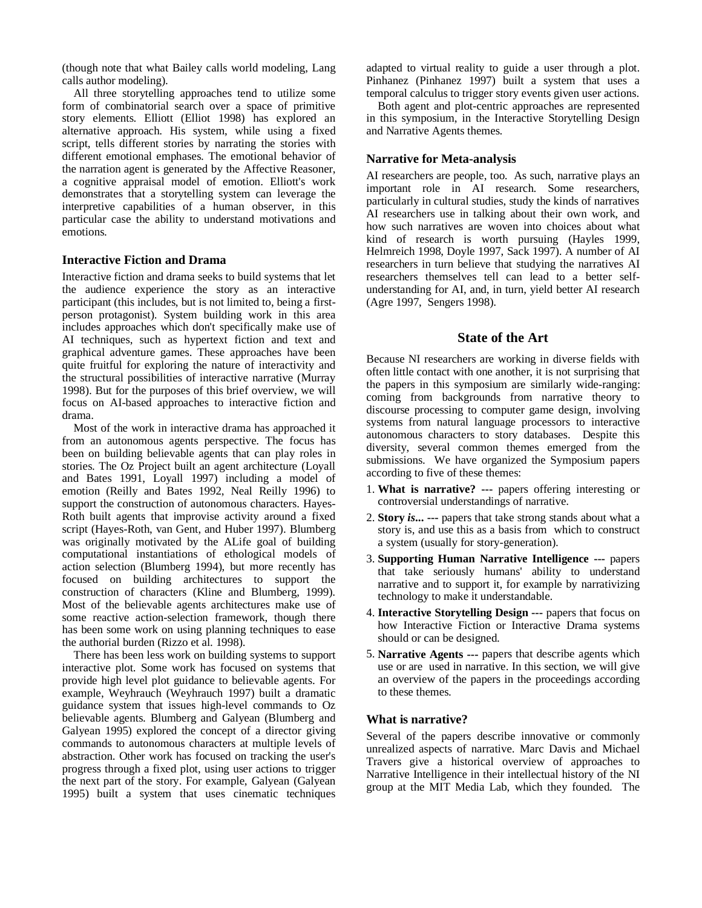(though note that what Bailey calls world modeling, Lang calls author modeling).

All three storytelling approaches tend to utilize some form of combinatorial search over a space of primitive story elements. Elliott (Elliot 1998) has explored an alternative approach. His system, while using a fixed script, tells different stories by narrating the stories with different emotional emphases. The emotional behavior of the narration agent is generated by the Affective Reasoner, a cognitive appraisal model of emotion. Elliott's work demonstrates that a storytelling system can leverage the interpretive capabilities of a human observer, in this particular case the ability to understand motivations and emotions.

### Interactive Fiction and Drama

Interactive fiction and drama seeks to build systems that let the audience experience the story as an interactive participant (this includes, but is not limited to, being a first-person protagonist). System building work in this area includes approaches which don't specifically make use of AI techniques, such as hypertext fiction and text and graphical adventure games. These approaches have been quite fruitful for exploring the nature of interactivity and the structural possibilities of interactive narrative (Murray 1998). But for the purposes of this brief overview, we will focus on AI-based approaches to interactive fiction and drama.

Most of the work in interactive drama has approached it from an autonomous agents perspective. The focus has been on building believable agents that can play roles in stories. The Oz Project built an agent architecture (Loyall and Bates 1991, Loyall 1997) including a model of emotion (Reilly and Bates 1992, Neal Reilly 1996) to support the construction of autonomous characters. Hayes-Roth built agents that improvise activity around a fixed script (Hayes-Roth, van Gent, and Huber 1997). Blumberg was originally motivated by the ALife goal of building computational instantiations of ethological models of action selection (Blumberg 1994), but more recently has focused on building architectures to support the construction of characters (Kline and Blumberg, 1999). Most of the believable agents architectures make use of some reactive action-selection framework, though there has been some work on using planning techniques to ease the authorial burden (Rizzo et al. 1998).

There has been less work on building systems to support interactive plot. Some work has focused on systems that provide high level plot guidance to believable agents. For example, Weyhrauch (Weyhrauch 1997) built a dramatic guidance system that issues high-level commands to Oz believable agents. Blumberg and Galyean (Blumberg and Galyean 1995) explored the concept of a director giving commands to autonomous characters at multiple levels of abstraction. Other work has focused on tracking the user's progress through a fixed plot, using user actions to trigger the next part of the story. For example, Galyean (Galyean 1995) built a system that uses cinematic techniques adapted to virtual reality to guide a user through a plot. Pinhanez (Pinhanez 1997) built a system that uses a temporal calculus to trigger story events given user actions.

Both agent and plot-centric approaches are represented in this symposium, in the Interactive Storytelling Design and Narrative Agents themes.

### Narrative for Meta-analysis

AI researchers are people, too. As such, narrative plays an important role in AI research. Some researchers, particularly in cultural studies, study the kinds of narratives AI researchers use in talking about their own work, and how such narratives are woven into choices about what kind of research is worth pursuing (Hayles 1999, Helmreich 1998, Doyle 1997, Sack 1997). A number of AI researchers in turn believe that studying the narratives AI researchers themselves tell can lead to a better self-understanding for AI, and, in turn, yield better AI research (Agre 1997, Sengers 1998).

## State of the Art

Because NI researchers are working in diverse fields with often little contact with one another, it is not surprising that the papers in this symposium are similarly wide-ranging: coming from backgrounds from narrative theory to discourse processing to computer game design, involving systems from natural language processors to interactive autonomous characters to story databases. Despite this diversity, several common themes emerged from the submissions. We have organized the Symposium papers according to five of these themes:

1. **What is narrative?** --- papers offering interesting or controversial understandings of narrative.
2. **Story *is...*** --- papers that take strong stands about what a story is, and use this as a basis from which to construct a system (usually for story-generation).
3. **Supporting Human Narrative Intelligence** --- papers that take seriously humans' ability to understand narrative and to support it, for example by narrativizing technology to make it understandable.
4. **Interactive Storytelling Design** --- papers that focus on how Interactive Fiction or Interactive Drama systems should or can be designed.
5. **Narrative Agents** --- papers that describe agents which use or are used in narrative. In this section, we will give an overview of the papers in the proceedings according to these themes.

### What is narrative?

Several of the papers describe innovative or commonly unrealized aspects of narrative. Marc Davis and Michael Travers give a historical overview of approaches to Narrative Intelligence in their intellectual history of the NI group at the MIT Media Lab, which they founded. The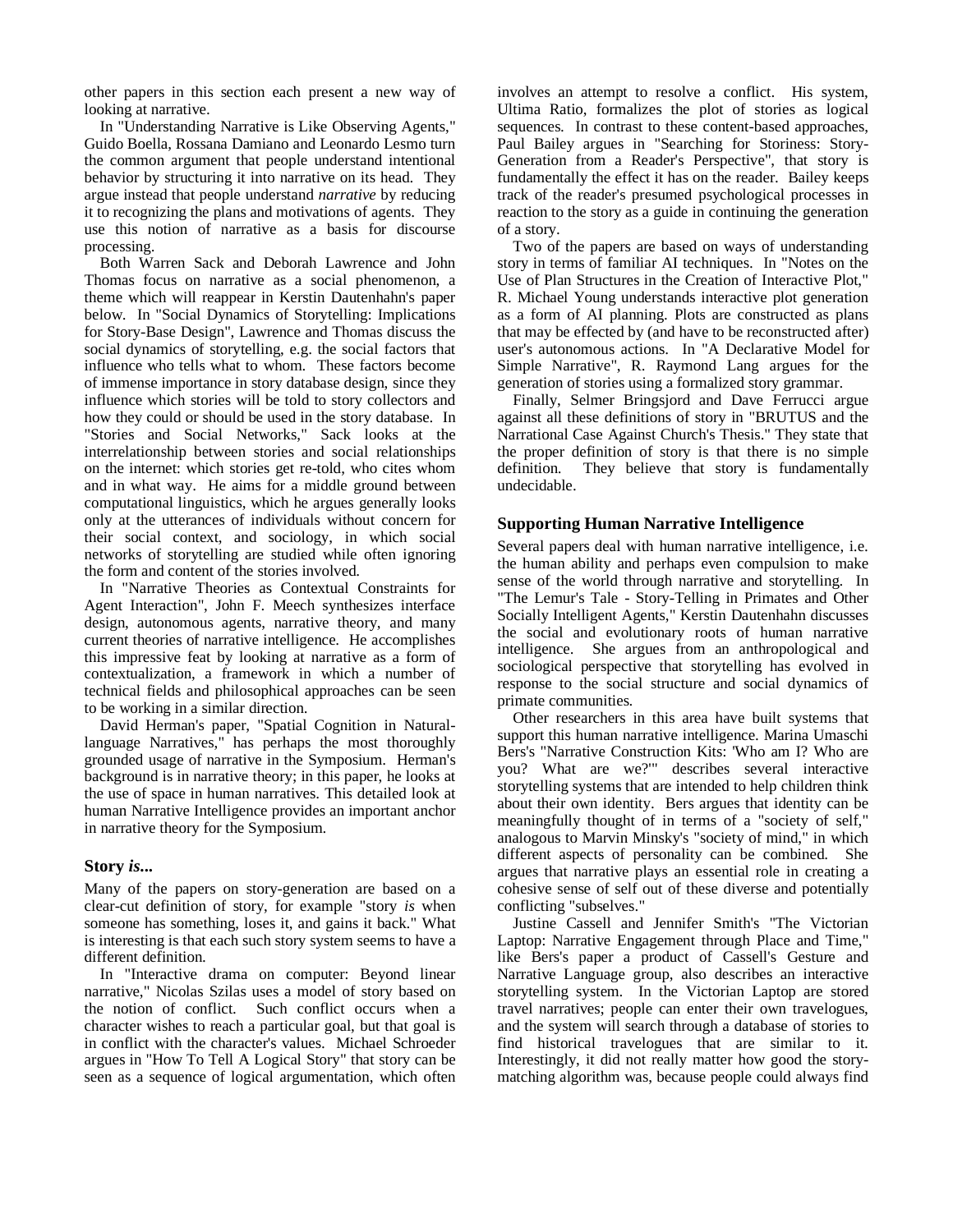other papers in this section each present a new way of looking at narrative.

In "Understanding Narrative is Like Observing Agents," Guido Boella, Rossana Damiano and Leonardo Lesmo turn the common argument that people understand intentional behavior by structuring it into narrative on its head. They argue instead that people understand *narrative* by reducing it to recognizing the plans and motivations of agents. They use this notion of narrative as a basis for discourse processing.

Both Warren Sack and Deborah Lawrence and John Thomas focus on narrative as a social phenomenon, a theme which will reappear in Kerstin Dautenhahn's paper below. In "Social Dynamics of Storytelling: Implications for Story-Base Design", Lawrence and Thomas discuss the social dynamics of storytelling, e.g. the social factors that influence who tells what to whom. These factors become of immense importance in story database design, since they influence which stories will be told to story collectors and how they could or should be used in the story database. In "Stories and Social Networks," Sack looks at the interrelationship between stories and social relationships on the internet: which stories get re-told, who cites whom and in what way. He aims for a middle ground between computational linguistics, which he argues generally looks only at the utterances of individuals without concern for their social context, and sociology, in which social networks of storytelling are studied while often ignoring the form and content of the stories involved.

In "Narrative Theories as Contextual Constraints for Agent Interaction", John F. Meech synthesizes interface design, autonomous agents, narrative theory, and many current theories of narrative intelligence. He accomplishes this impressive feat by looking at narrative as a form of contextualization, a framework in which a number of technical fields and philosophical approaches can be seen to be working in a similar direction.

David Herman's paper, "Spatial Cognition in Natural-language Narratives," has perhaps the most thoroughly grounded usage of narrative in the Symposium. Herman's background is in narrative theory; in this paper, he looks at the use of space in human narratives. This detailed look at human Narrative Intelligence provides an important anchor in narrative theory for the Symposium.

## Story *is*...

Many of the papers on story-generation are based on a clear-cut definition of story, for example "story *is* when someone has something, loses it, and gains it back." What is interesting is that each such story system seems to have a different definition.

In "Interactive drama on computer: Beyond linear narrative," Nicolas Szilas uses a model of story based on the notion of conflict. Such conflict occurs when a character wishes to reach a particular goal, but that goal is in conflict with the character's values. Michael Schroeder argues in "How To Tell A Logical Story" that story can be seen as a sequence of logical argumentation, which often involves an attempt to resolve a conflict. His system, Ultima Ratio, formalizes the plot of stories as logical sequences. In contrast to these content-based approaches, Paul Bailey argues in "Searching for Storiness: Story-Generation from a Reader's Perspective", that story is fundamentally the effect it has on the reader. Bailey keeps track of the reader's presumed psychological processes in reaction to the story as a guide in continuing the generation of a story.

Two of the papers are based on ways of understanding story in terms of familiar AI techniques. In "Notes on the Use of Plan Structures in the Creation of Interactive Plot," R. Michael Young understands interactive plot generation as a form of AI planning. Plots are constructed as plans that may be effected by (and have to be reconstructed after) user's autonomous actions. In "A Declarative Model for Simple Narrative", R. Raymond Lang argues for the generation of stories using a formalized story grammar.

Finally, Selmer Bringsjord and Dave Ferrucci argue against all these definitions of story in "BRUTUS and the Narrational Case Against Church's Thesis." They state that the proper definition of story is that there is no simple definition. They believe that story is fundamentally undecidable.

## Supporting Human Narrative Intelligence

Several papers deal with human narrative intelligence, i.e. the human ability and perhaps even compulsion to make sense of the world through narrative and storytelling. In "The Lemur's Tale - Story-Telling in Primates and Other Socially Intelligent Agents," Kerstin Dautenhahn discusses the social and evolutionary roots of human narrative intelligence. She argues from an anthropological and sociological perspective that storytelling has evolved in response to the social structure and social dynamics of primate communities.

Other researchers in this area have built systems that support this human narrative intelligence. Marina Umaschi Bers's "Narrative Construction Kits: 'Who am I? Who are you? What are we?'" describes several interactive storytelling systems that are intended to help children think about their own identity. Bers argues that identity can be meaningfully thought of in terms of a "society of self," analogous to Marvin Minsky's "society of mind," in which different aspects of personality can be combined. She argues that narrative plays an essential role in creating a cohesive sense of self out of these diverse and potentially conflicting "subselves."

Justine Cassell and Jennifer Smith's "The Victorian Laptop: Narrative Engagement through Place and Time," like Bers's paper a product of Cassell's Gesture and Narrative Language group, also describes an interactive storytelling system. In the Victorian Laptop are stored travel narratives; people can enter their own travelogues, and the system will search through a database of stories to find historical travelogues that are similar to it. Interestingly, it did not really matter how good the story-matching algorithm was, because people could always find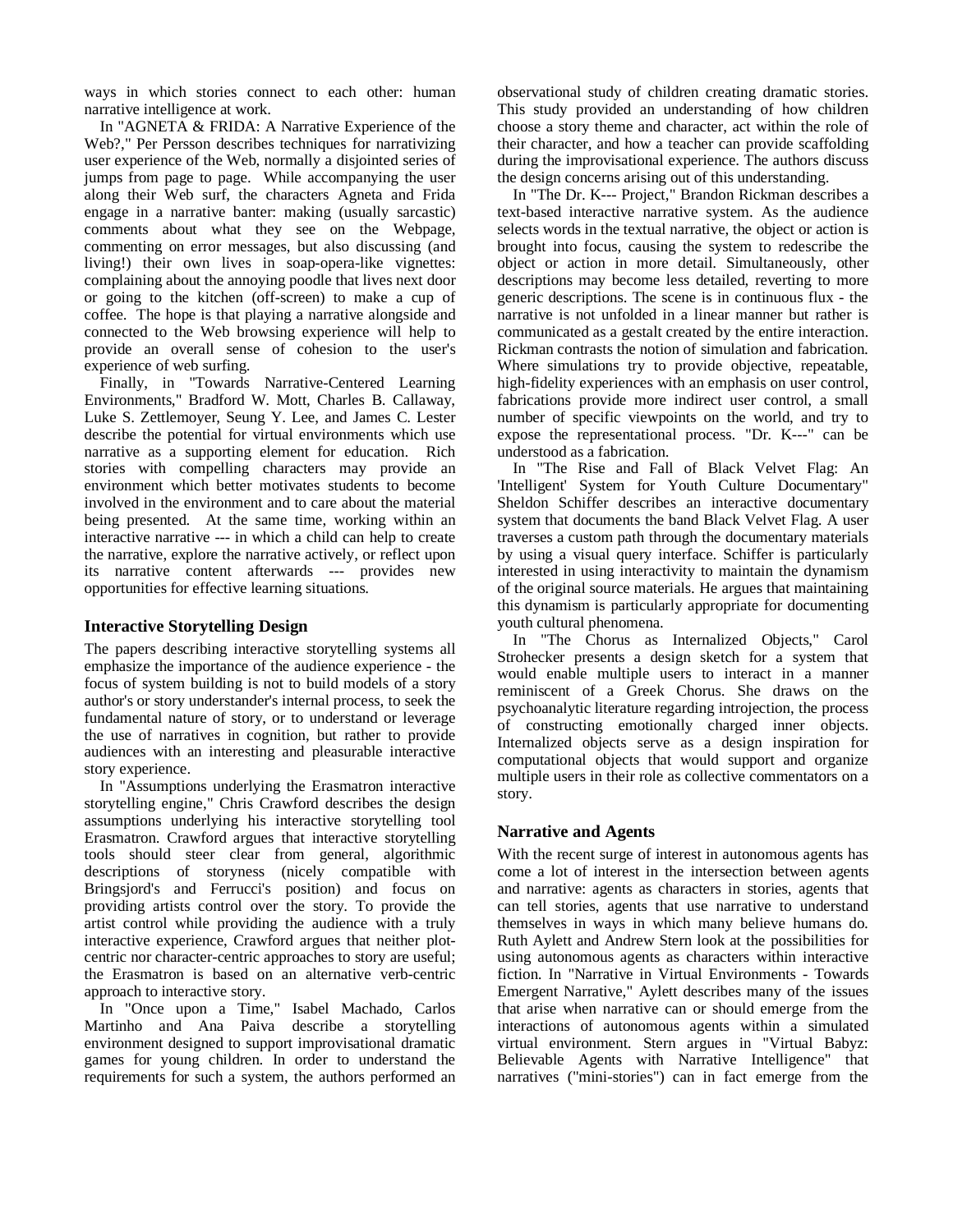ways in which stories connect to each other: human narrative intelligence at work.

In "AGNETA & FRIDA: A Narrative Experience of the Web?," Per Persson describes techniques for narrativizing user experience of the Web, normally a disjointed series of jumps from page to page. While accompanying the user along their Web surf, the characters Agneta and Frida engage in a narrative banter: making (usually sarcastic) comments about what they see on the Webpage, commenting on error messages, but also discussing (and living!) their own lives in soap-opera-like vignettes: complaining about the annoying poodle that lives next door or going to the kitchen (off-screen) to make a cup of coffee. The hope is that playing a narrative alongside and connected to the Web browsing experience will help to provide an overall sense of cohesion to the user's experience of web surfing.

Finally, in "Towards Narrative-Centered Learning Environments," Bradford W. Mott, Charles B. Callaway, Luke S. Zettlemoyer, Seung Y. Lee, and James C. Lester describe the potential for virtual environments which use narrative as a supporting element for education. Rich stories with compelling characters may provide an environment which better motivates students to become involved in the environment and to care about the material being presented. At the same time, working within an interactive narrative --- in which a child can help to create the narrative, explore the narrative actively, or reflect upon its narrative content afterwards --- provides new opportunities for effective learning situations.

### Interactive Storytelling Design

The papers describing interactive storytelling systems all emphasize the importance of the audience experience - the focus of system building is not to build models of a story author's or story understander's internal process, to seek the fundamental nature of story, or to understand or leverage the use of narratives in cognition, but rather to provide audiences with an interesting and pleasurable interactive story experience.

In "Assumptions underlying the Erasmatron interactive storytelling engine," Chris Crawford describes the design assumptions underlying his interactive storytelling tool Erasmatron. Crawford argues that interactive storytelling tools should steer clear from general, algorithmic descriptions of storyness (nicely compatible with Bringsjord's and Ferrucci's position) and focus on providing artists control over the story. To provide the artist control while providing the audience with a truly interactive experience, Crawford argues that neither plot-centric nor character-centric approaches to story are useful; the Erasmatron is based on an alternative verb-centric approach to interactive story.

In "Once upon a Time," Isabel Machado, Carlos Martinho and Ana Paiva describe a storytelling environment designed to support improvisational dramatic games for young children. In order to understand the requirements for such a system, the authors performed an observational study of children creating dramatic stories. This study provided an understanding of how children choose a story theme and character, act within the role of their character, and how a teacher can provide scaffolding during the improvisational experience. The authors discuss the design concerns arising out of this understanding.

In "The Dr. K--- Project," Brandon Rickman describes a text-based interactive narrative system. As the audience selects words in the textual narrative, the object or action is brought into focus, causing the system to redescribe the object or action in more detail. Simultaneously, other descriptions may become less detailed, reverting to more generic descriptions. The scene is in continuous flux - the narrative is not unfolded in a linear manner but rather is communicated as a gestalt created by the entire interaction. Rickman contrasts the notion of simulation and fabrication. Where simulations try to provide objective, repeatable, high-fidelity experiences with an emphasis on user control, fabrications provide more indirect user control, a small number of specific viewpoints on the world, and try to expose the representational process. "Dr. K---" can be understood as a fabrication.

In "The Rise and Fall of Black Velvet Flag: An 'Intelligent' System for Youth Culture Documentary" Sheldon Schiffer describes an interactive documentary system that documents the band Black Velvet Flag. A user traverses a custom path through the documentary materials by using a visual query interface. Schiffer is particularly interested in using interactivity to maintain the dynamism of the original source materials. He argues that maintaining this dynamism is particularly appropriate for documenting youth cultural phenomena.

In "The Chorus as Internalized Objects," Carol Strohecker presents a design sketch for a system that would enable multiple users to interact in a manner reminiscent of a Greek Chorus. She draws on the psychoanalytic literature regarding introjection, the process of constructing emotionally charged inner objects. Internalized objects serve as a design inspiration for computational objects that would support and organize multiple users in their role as collective commentators on a story.

### Narrative and Agents

With the recent surge of interest in autonomous agents has come a lot of interest in the intersection between agents and narrative: agents as characters in stories, agents that can tell stories, agents that use narrative to understand themselves in ways in which many believe humans do. Ruth Aylett and Andrew Stern look at the possibilities for using autonomous agents as characters within interactive fiction. In "Narrative in Virtual Environments - Towards Emergent Narrative," Aylett describes many of the issues that arise when narrative can or should emerge from the interactions of autonomous agents within a simulated virtual environment. Stern argues in "Virtual Babyz: Believable Agents with Narrative Intelligence" that narratives ("mini-stories") can in fact emerge from the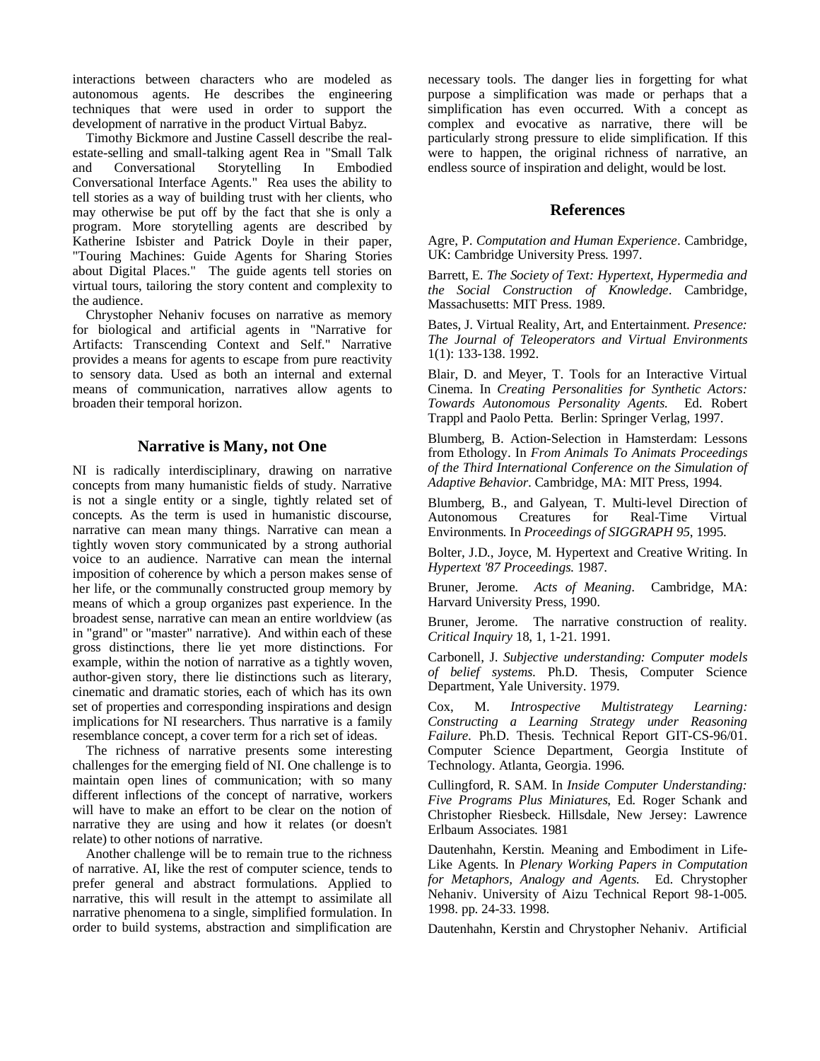interactions between characters who are modeled as autonomous agents. He describes the engineering techniques that were used in order to support the development of narrative in the product Virtual Babyz.

Timothy Bickmore and Justine Cassell describe the real-estate-selling and small-talking agent Rea in "Small Talk and Conversational Storytelling In Embodied Conversational Interface Agents." Rea uses the ability to tell stories as a way of building trust with her clients, who may otherwise be put off by the fact that she is only a program. More storytelling agents are described by Katherine Isbister and Patrick Doyle in their paper, "Touring Machines: Guide Agents for Sharing Stories about Digital Places." The guide agents tell stories on virtual tours, tailoring the story content and complexity to the audience.

Chrystopher Nehaniv focuses on narrative as memory for biological and artificial agents in "Narrative for Artifacts: Transcending Context and Self." Narrative provides a means for agents to escape from pure reactivity to sensory data. Used as both an internal and external means of communication, narratives allow agents to broaden their temporal horizon.

## Narrative is Many, not One

NI is radically interdisciplinary, drawing on narrative concepts from many humanistic fields of study. Narrative is not a single entity or a single, tightly related set of concepts. As the term is used in humanistic discourse, narrative can mean many things. Narrative can mean a tightly woven story communicated by a strong authorial voice to an audience. Narrative can mean the internal imposition of coherence by which a person makes sense of her life, or the communally constructed group memory by means of which a group organizes past experience. In the broadest sense, narrative can mean an entire worldview (as in "grand" or "master" narrative). And within each of these gross distinctions, there lie yet more distinctions. For example, within the notion of narrative as a tightly woven, author-given story, there lie distinctions such as literary, cinematic and dramatic stories, each of which has its own set of properties and corresponding inspirations and design implications for NI researchers. Thus narrative is a family resemblance concept, a cover term for a rich set of ideas.

The richness of narrative presents some interesting challenges for the emerging field of NI. One challenge is to maintain open lines of communication; with so many different inflections of the concept of narrative, workers will have to make an effort to be clear on the notion of narrative they are using and how it relates (or doesn't relate) to other notions of narrative.

Another challenge will be to remain true to the richness of narrative. AI, like the rest of computer science, tends to prefer general and abstract formulations. Applied to narrative, this will result in the attempt to assimilate all narrative phenomena to a single, simplified formulation. In order to build systems, abstraction and simplification are necessary tools. The danger lies in forgetting for what purpose a simplification was made or perhaps that a simplification has even occurred. With a concept as complex and evocative as narrative, there will be particularly strong pressure to elide simplification. If this were to happen, the original richness of narrative, an endless source of inspiration and delight, would be lost.

## References

Agre, P. *Computation and Human Experience*. Cambridge, UK: Cambridge University Press. 1997.

Barrett, E. *The Society of Text: Hypertext, Hypermedia and the Social Construction of Knowledge*. Cambridge, Massachusetts: MIT Press. 1989.

Bates, J. Virtual Reality, Art, and Entertainment. *Presence: The Journal of Teleoperators and Virtual Environments* 1(1): 133-138. 1992.

Blair, D. and Meyer, T. Tools for an Interactive Virtual Cinema. In *Creating Personalities for Synthetic Actors: Towards Autonomous Personality Agents.* Ed. Robert Trappl and Paolo Petta. Berlin: Springer Verlag, 1997.

Blumberg, B. Action-Selection in Hamsterdam: Lessons from Ethology. In *From Animals To Animats Proceedings of the Third International Conference on the Simulation of Adaptive Behavior*. Cambridge, MA: MIT Press, 1994.

Blumberg, B., and Galyean, T. Multi-level Direction of Autonomous Creatures for Real-Time Virtual Environments. In *Proceedings of SIGGRAPH 95*, 1995.

Bolter, J.D., Joyce, M. Hypertext and Creative Writing. In *Hypertext '87 Proceedings.* 1987.

Bruner, Jerome. *Acts of Meaning*. Cambridge, MA: Harvard University Press, 1990.

Bruner, Jerome. The narrative construction of reality. *Critical Inquiry* 18, 1, 1-21. 1991.

Carbonell, J. *Subjective understanding: Computer models of belief systems.* Ph.D. Thesis, Computer Science Department, Yale University. 1979.

Cox, M. *Introspective Multistrategy Learning: Constructing a Learning Strategy under Reasoning Failure.* Ph.D. Thesis. Technical Report GIT-CS-96/01. Computer Science Department, Georgia Institute of Technology. Atlanta, Georgia. 1996.

Cullingford, R. SAM. In *Inside Computer Understanding: Five Programs Plus Miniatures*, Ed. Roger Schank and Christopher Riesbeck. Hillsdale, New Jersey: Lawrence Erlbaum Associates. 1981

Dautenhahn, Kerstin. Meaning and Embodiment in Life-Like Agents. In *Plenary Working Papers in Computation for Metaphors, Analogy and Agents.* Ed. Chrystopher Nehaniv. University of Aizu Technical Report 98-1-005. 1998. pp. 24-33. 1998.

Dautenhahn, Kerstin and Chrystopher Nehaniv. Artificial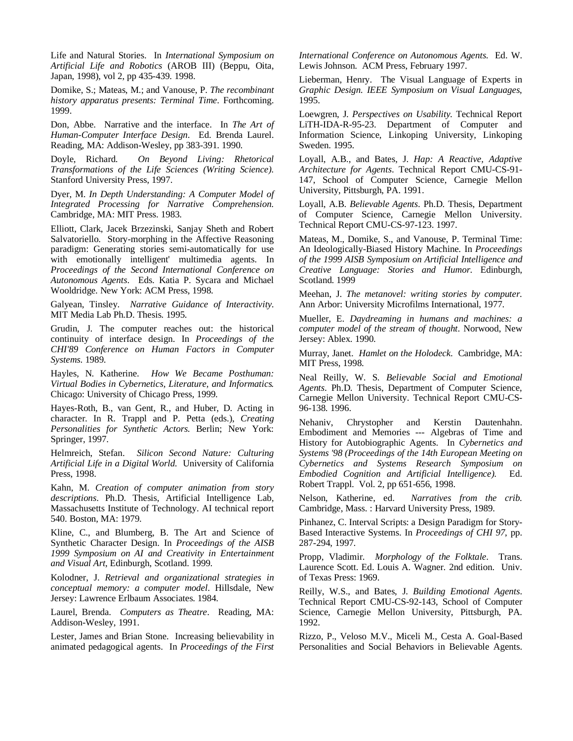Life and Natural Stories. In *International Symposium on Artificial Life and Robotics* (AROB III) (Beppu, Oita, Japan, 1998), vol 2, pp 435-439. 1998.

Domike, S.; Mateas, M.; and Vanouse, P. *The recombinant history apparatus presents: Terminal Time*. Forthcoming. 1999.

Don, Abbe. Narrative and the interface. In *The Art of Human-Computer Interface Design*. Ed. Brenda Laurel. Reading, MA: Addison-Wesley, pp 383-391. 1990.

Doyle, Richard. *On Beyond Living: Rhetorical Transformations of the Life Sciences (Writing Science)*. Stanford University Press, 1997.

Dyer, M. *In Depth Understanding: A Computer Model of Integrated Processing for Narrative Comprehension.* Cambridge, MA: MIT Press. 1983.

Elliott, Clark, Jacek Brzezinski, Sanjay Sheth and Robert Salvatoriello. Story-morphing in the Affective Reasoning paradigm: Generating stories semi-automatically for use with emotionally intelligent' multimedia agents. In *Proceedings of the Second International Conference on Autonomous Agents*. Eds. Katia P. Sycara and Michael Wooldridge. New York: ACM Press, 1998.

Galyean, Tinsley. *Narrative Guidance of Interactivity*. MIT Media Lab Ph.D. Thesis. 1995.

Grudin, J. The computer reaches out: the historical continuity of interface design. In *Proceedings of the CHI'89 Conference on Human Factors in Computer Systems*. 1989.

Hayles, N. Katherine. *How We Became Posthuman: Virtual Bodies in Cybernetics, Literature, and Informatics*. Chicago: University of Chicago Press, 1999.

Hayes-Roth, B., van Gent, R., and Huber, D. Acting in character. In R. Trappl and P. Petta (eds.), *Creating Personalities for Synthetic Actors*. Berlin; New York: Springer, 1997.

Helmreich, Stefan. *Silicon Second Nature: Culturing Artificial Life in a Digital World*. University of California Press, 1998.

Kahn, M. *Creation of computer animation from story descriptions*. Ph.D. Thesis, Artificial Intelligence Lab, Massachusetts Institute of Technology. AI technical report 540. Boston, MA: 1979.

Kline, C., and Blumberg, B. The Art and Science of Synthetic Character Design. In *Proceedings of the AISB 1999 Symposium on AI and Creativity in Entertainment and Visual Art*, Edinburgh, Scotland. 1999.

Kolodner, J. *Retrieval and organizational strategies in conceptual memory: a computer model*. Hillsdale, New Jersey: Lawrence Erlbaum Associates. 1984.

Laurel, Brenda. *Computers as Theatre*. Reading, MA: Addison-Wesley, 1991.

Lester, James and Brian Stone. Increasing believability in animated pedagogical agents. In *Proceedings of the First International Conference on Autonomous Agents.* Ed. W. Lewis Johnson. ACM Press, February 1997.

Lieberman, Henry. The Visual Language of Experts in *Graphic Design. IEEE Symposium on Visual Languages*, 1995.

Loewgren, J. *Perspectives on Usability*. Technical Report LiTH-IDA-R-95-23. Department of Computer and Information Science, Linkoping University, Linkoping Sweden. 1995.

Loyall, A.B., and Bates, J. *Hap: A Reactive, Adaptive Architecture for Agents*. Technical Report CMU-CS-91-147, School of Computer Science, Carnegie Mellon University, Pittsburgh, PA. 1991.

Loyall, A.B. *Believable Agents*. Ph.D. Thesis, Department of Computer Science, Carnegie Mellon University. Technical Report CMU-CS-97-123. 1997.

Mateas, M., Domike, S., and Vanouse, P. Terminal Time: An Ideologically-Biased History Machine. In *Proceedings of the 1999 AISB Symposium on Artificial Intelligence and Creative Language: Stories and Humor.* Edinburgh, Scotland. 1999

Meehan, J. *The metanovel: writing stories by computer*. Ann Arbor: University Microfilms International, 1977.

Mueller, E. *Daydreaming in humans and machines: a computer model of the stream of thought*. Norwood, New Jersey: Ablex. 1990.

Murray, Janet. *Hamlet on the Holodeck*. Cambridge, MA: MIT Press, 1998.

Neal Reilly, W. S. *Believable Social and Emotional Agents*. Ph.D. Thesis, Department of Computer Science, Carnegie Mellon University. Technical Report CMU-CS-96-138. 1996.

Nehaniv, Chrystopher and Kerstin Dautenhahn. Embodiment and Memories --- Algebras of Time and History for Autobiographic Agents. In *Cybernetics and Systems '98 (Proceedings of the 14th European Meeting on Cybernetics and Systems Research Symposium on Embodied Cognition and Artificial Intelligence).* Ed. Robert Trappl. Vol. 2, pp 651-656, 1998.

Nelson, Katherine, ed. *Narratives from the crib.* Cambridge, Mass. : Harvard University Press, 1989.

Pinhanez, C. Interval Scripts: a Design Paradigm for Story-Based Interactive Systems. In *Proceedings of CHI 97*, pp. 287-294, 1997.

Propp, Vladimir. *Morphology of the Folktale*. Trans. Laurence Scott. Ed. Louis A. Wagner. 2nd edition. Univ. of Texas Press: 1969.

Reilly, W.S., and Bates, J. *Building Emotional Agents*. Technical Report CMU-CS-92-143, School of Computer Science, Carnegie Mellon University, Pittsburgh, PA. 1992.

Rizzo, P., Veloso M.V., Miceli M., Cesta A. Goal-Based Personalities and Social Behaviors in Believable Agents.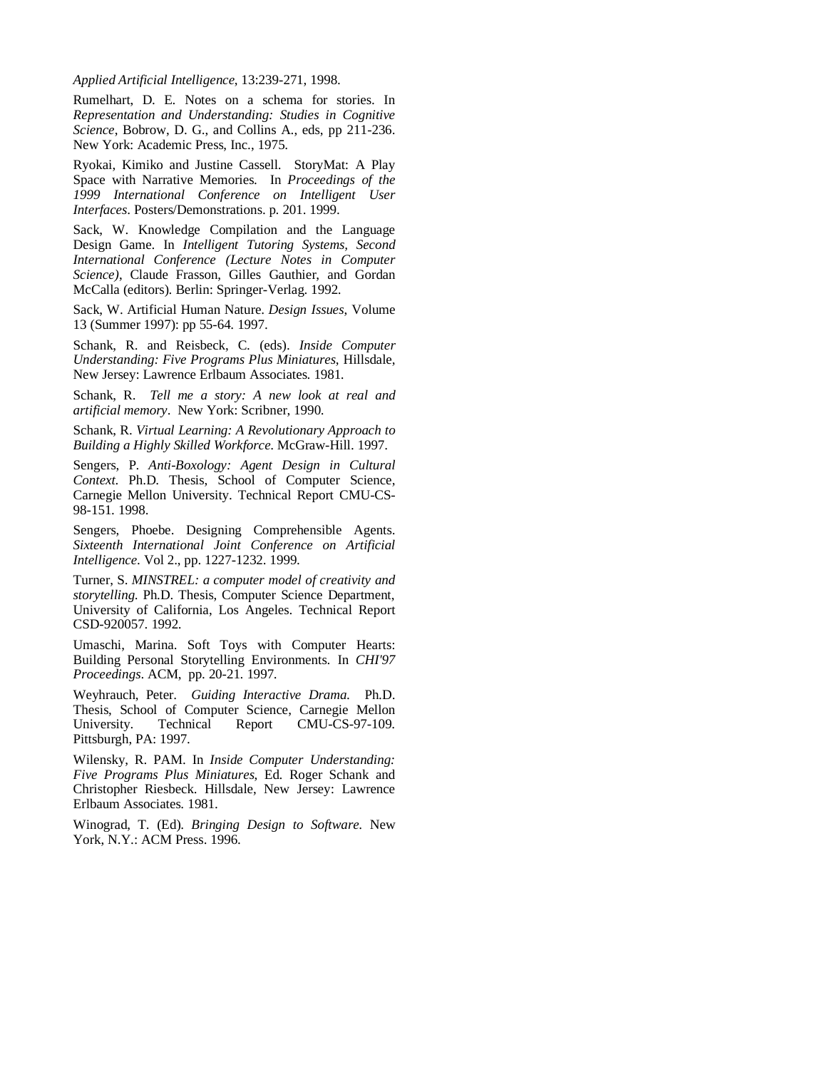*Applied Artificial Intelligence*, 13:239-271, 1998.

Rumelhart, D. E. Notes on a schema for stories. In *Representation and Understanding: Studies in Cognitive Science*, Bobrow, D. G., and Collins A., eds, pp 211-236. New York: Academic Press, Inc., 1975.

Ryokai, Kimiko and Justine Cassell. StoryMat: A Play Space with Narrative Memories. In *Proceedings of the 1999 International Conference on Intelligent User Interfaces*. Posters/Demonstrations. p. 201. 1999.

Sack, W. Knowledge Compilation and the Language Design Game. In *Intelligent Tutoring Systems, Second International Conference (Lecture Notes in Computer Science)*, Claude Frasson, Gilles Gauthier, and Gordan McCalla (editors). Berlin: Springer-Verlag. 1992.

Sack, W. Artificial Human Nature. *Design Issues*, Volume 13 (Summer 1997): pp 55-64. 1997.

Schank, R. and Reisbeck, C. (eds). *Inside Computer Understanding: Five Programs Plus Miniatures*, Hillsdale, New Jersey: Lawrence Erlbaum Associates. 1981.

Schank, R. *Tell me a story: A new look at real and artificial memory*. New York: Scribner, 1990.

Schank, R. *Virtual Learning: A Revolutionary Approach to Building a Highly Skilled Workforce.* McGraw-Hill. 1997.

Sengers, P. *Anti-Boxology: Agent Design in Cultural Context.* Ph.D. Thesis, School of Computer Science, Carnegie Mellon University. Technical Report CMU-CS-98-151. 1998.

Sengers, Phoebe. Designing Comprehensible Agents. *Sixteenth International Joint Conference on Artificial Intelligence*. Vol 2., pp. 1227-1232. 1999.

Turner, S. *MINSTREL: a computer model of creativity and storytelling.* Ph.D. Thesis, Computer Science Department, University of California, Los Angeles. Technical Report CSD-920057. 1992.

Umaschi, Marina. Soft Toys with Computer Hearts: Building Personal Storytelling Environments. In *CHI'97 Proceedings*. ACM, pp. 20-21. 1997.

Weyhrauch, Peter. *Guiding Interactive Drama.* Ph.D. Thesis, School of Computer Science, Carnegie Mellon University. Technical Report CMU-CS-97-109. Pittsburgh, PA: 1997.

Wilensky, R. PAM. In *Inside Computer Understanding: Five Programs Plus Miniatures*, Ed. Roger Schank and Christopher Riesbeck. Hillsdale, New Jersey: Lawrence Erlbaum Associates. 1981.

Winograd, T. (Ed). *Bringing Design to Software.* New York, N.Y.: ACM Press. 1996.